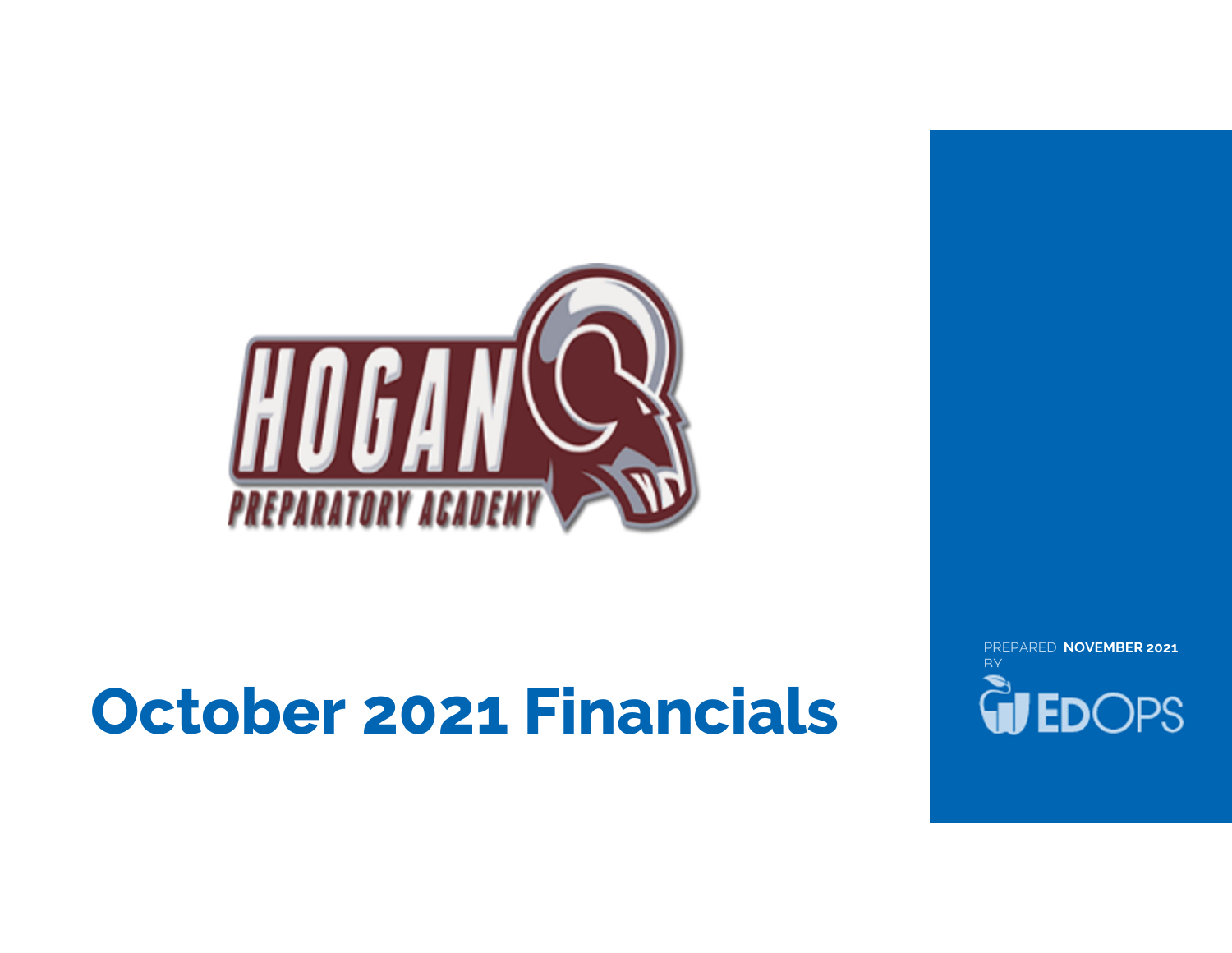HOGAN PREPARATORY ACADEMY

# October 2021 Financials

PREPARED BY **NOVEMBER 2021**

EDOPS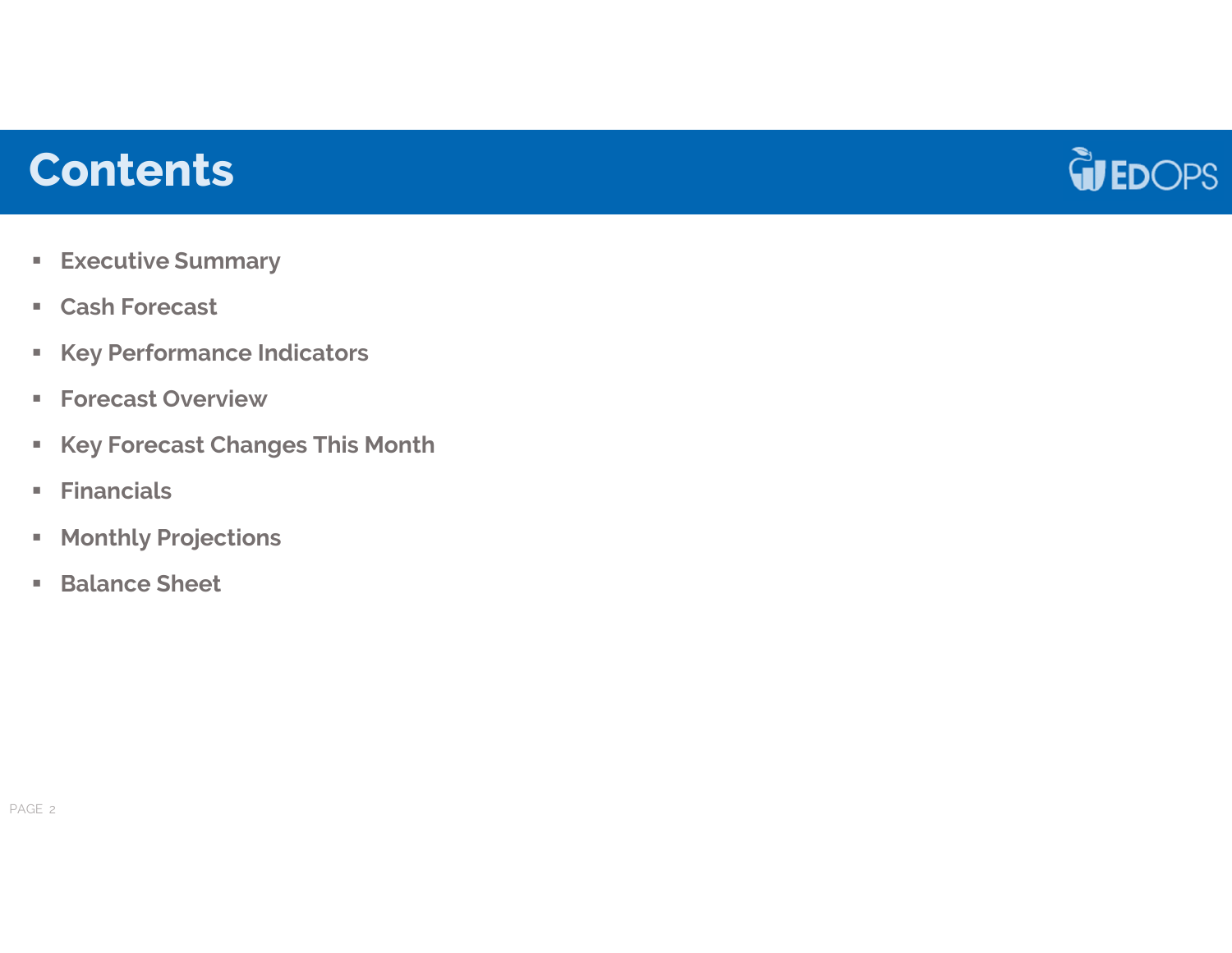# Contents

- Executive Summary
- Cash Forecast
- Key Performance Indicators
- Forecast Overview
- Key Forecast Changes This Month
- Financials
- Monthly Projections
- Balance Sheet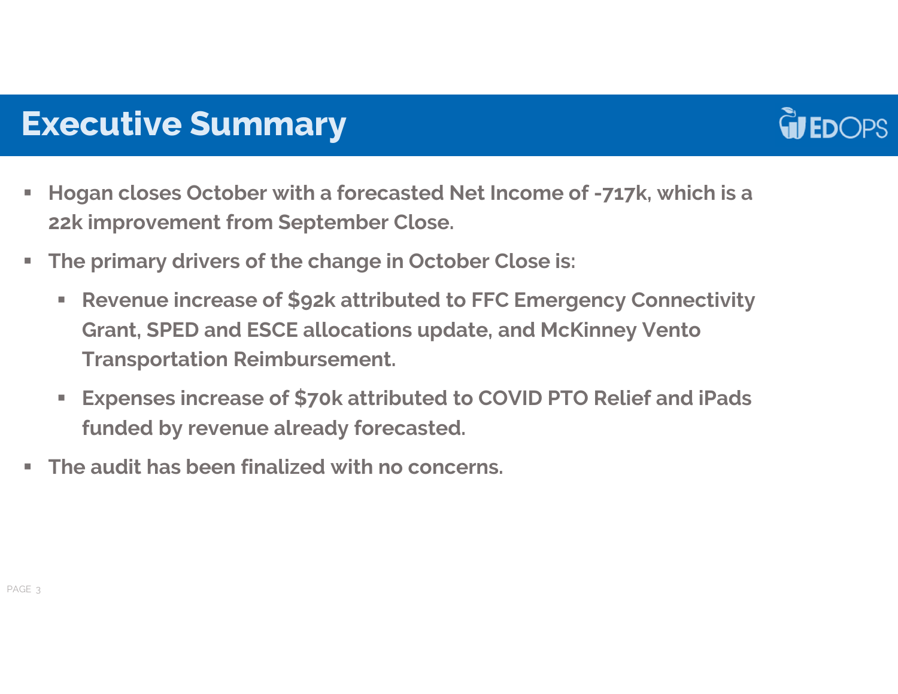# Executive Summary

- **Hogan closes October with a forecasted Net Income of -717k, which is a 22k improvement from September Close.**
- **The primary drivers of the change in October Close is:**
  - **Revenue increase of $92k attributed to FFC Emergency Connectivity Grant, SPED and ESCE allocations update, and McKinney Vento Transportation Reimbursement.**
  - **Expenses increase of $70k attributed to COVID PTO Relief and iPads funded by revenue already forecasted.**
- **The audit has been finalized with no concerns.**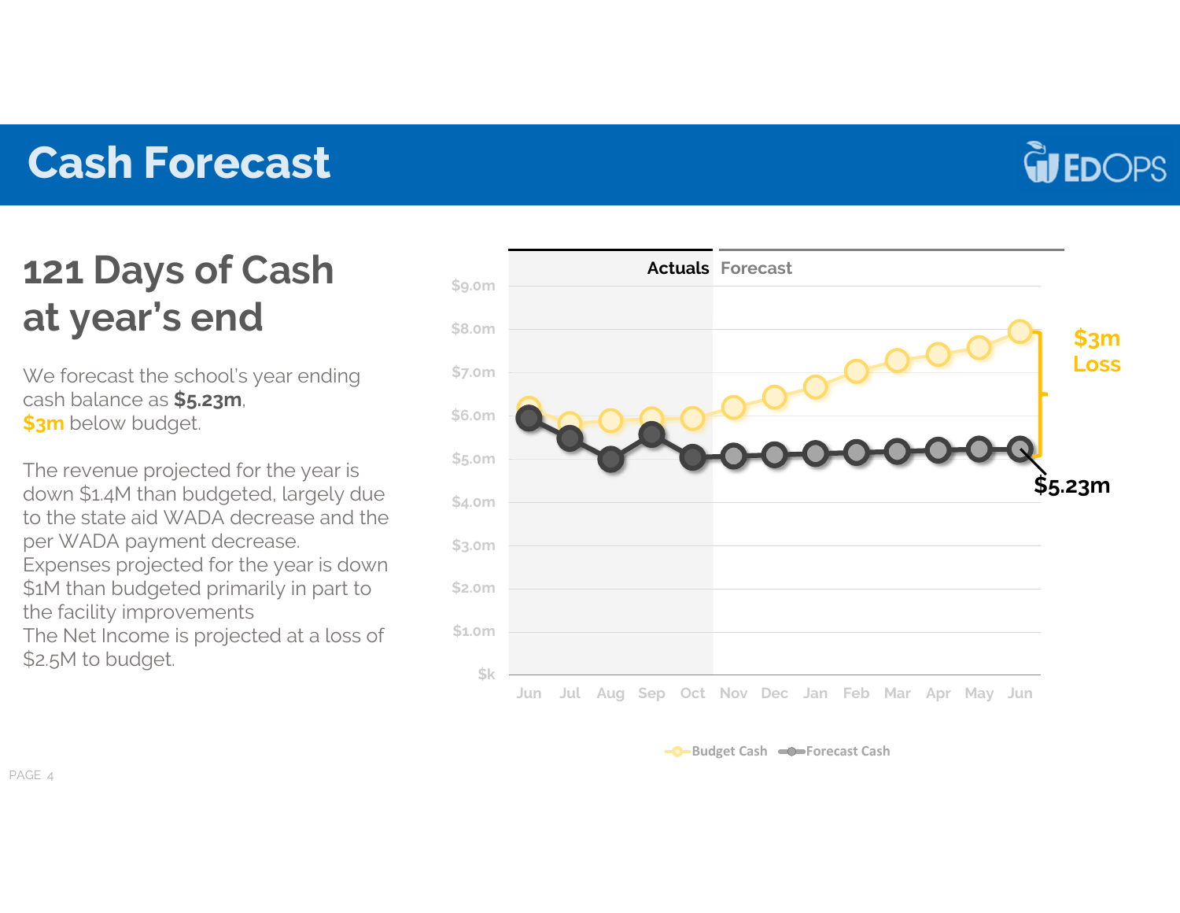# Cash Forecast

## 121 Days of Cash at year's end

We forecast the school's year ending cash balance as **$5.23m**, **$3m** below budget.

The revenue projected for the year is down $1.4M than budgeted, largely due to the state aid WADA decrease and the per WADA payment decrease.
Expenses projected for the year is down $1M than budgeted primarily in part to the facility improvements
The Net Income is projected at a loss of $2.5M to budget.

Actuals | Forecast

$3m Loss

$5.23m

Budget Cash | Forecast Cash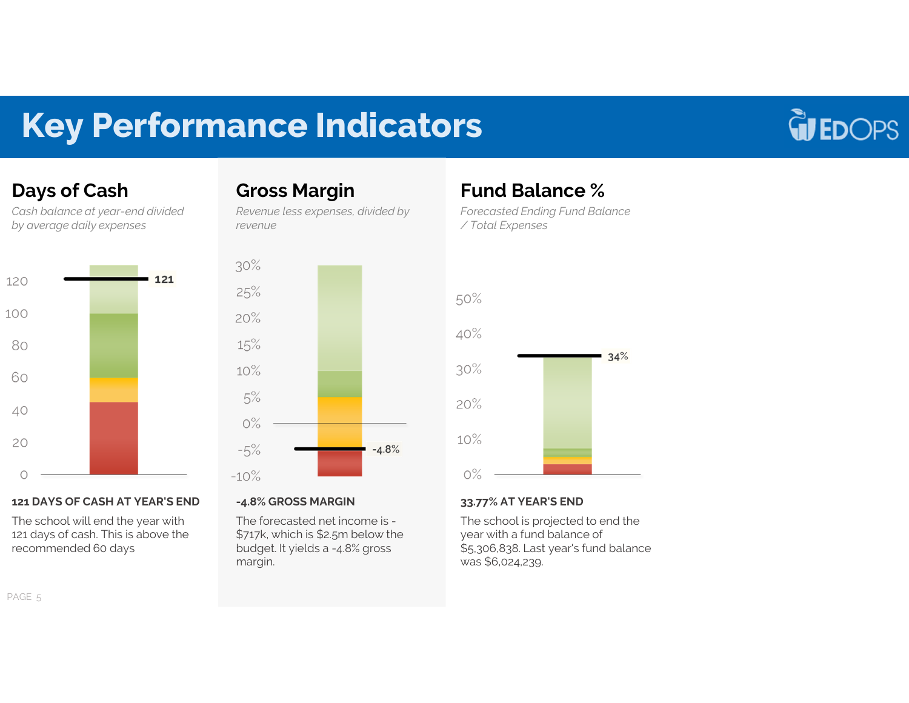# Key Performance Indicators

## Days of Cash

*Cash balance at year-end divided by average daily expenses*

**121 DAYS OF CASH AT YEAR'S END**

The school will end the year with 121 days of cash. This is above the recommended 60 days

## Gross Margin

*Revenue less expenses, divided by revenue*

**-4.8% GROSS MARGIN**

The forecasted net income is -$717k, which is $2.5m below the budget. It yields a -4.8% gross margin.

## Fund Balance %

*Forecasted Ending Fund Balance / Total Expenses*

**33.77% AT YEAR'S END**

The school is projected to end the year with a fund balance of $5,306,838. Last year's fund balance was $6,024,239.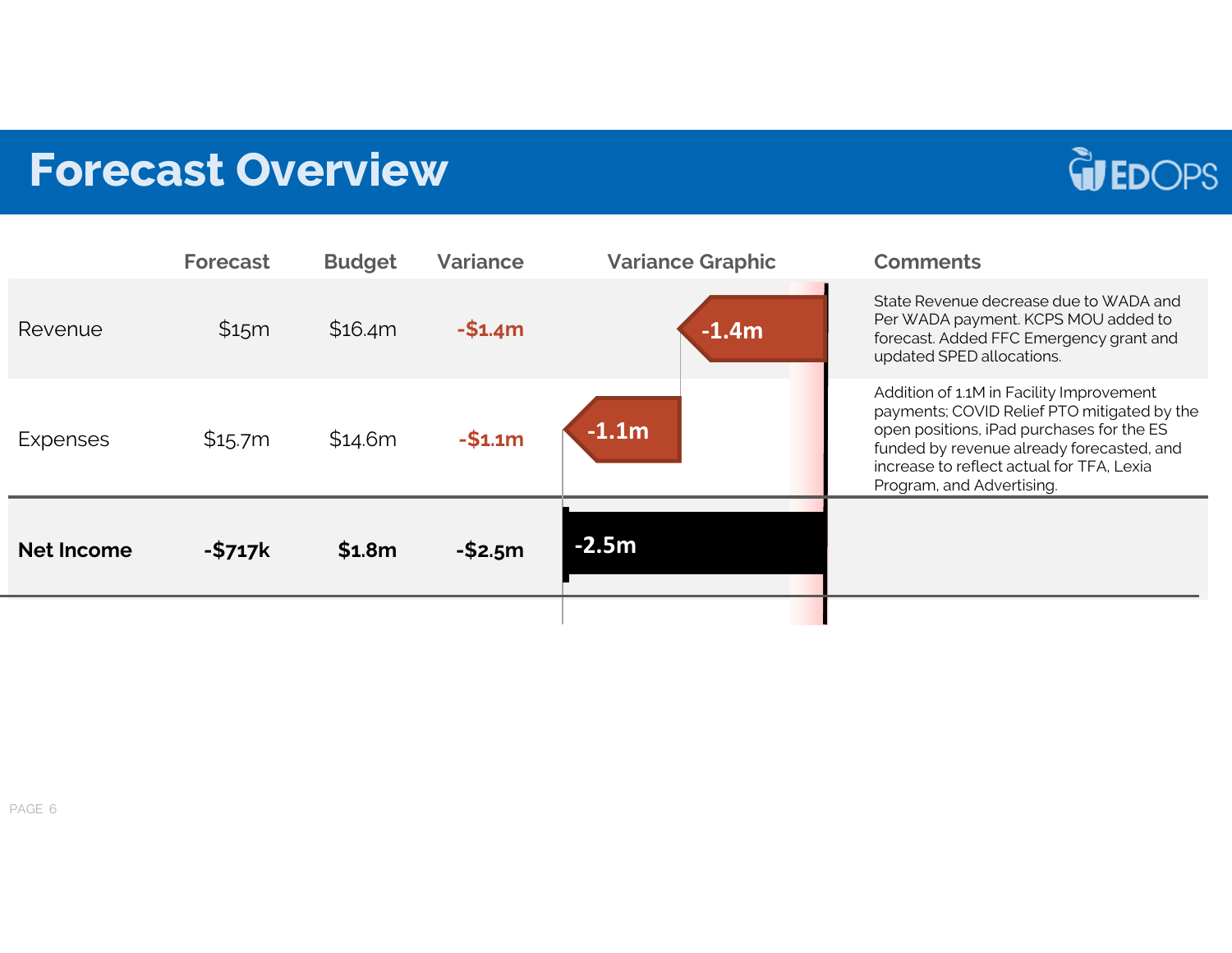# Forecast Overview

| | Forecast | Budget | Variance | Variance Graphic | Comments |
|---|---|---|---|---|---|
| Revenue | $15m | $16.4m | -$1.4m | -1.4m | State Revenue decrease due to WADA and Per WADA payment. KCPS MOU added to forecast. Added FFC Emergency grant and updated SPED allocations. |
| Expenses | $15.7m | $14.6m | -$1.1m | -1.1m | Addition of 1.1M in Facility Improvement payments; COVID Relief PTO mitigated by the open positions, iPad purchases for the ES funded by revenue already forecasted, and increase to reflect actual for TFA, Lexia Program, and Advertising. |
| **Net Income** | **-$717k** | **$1.8m** | **-$2.5m** | **-2.5m** | |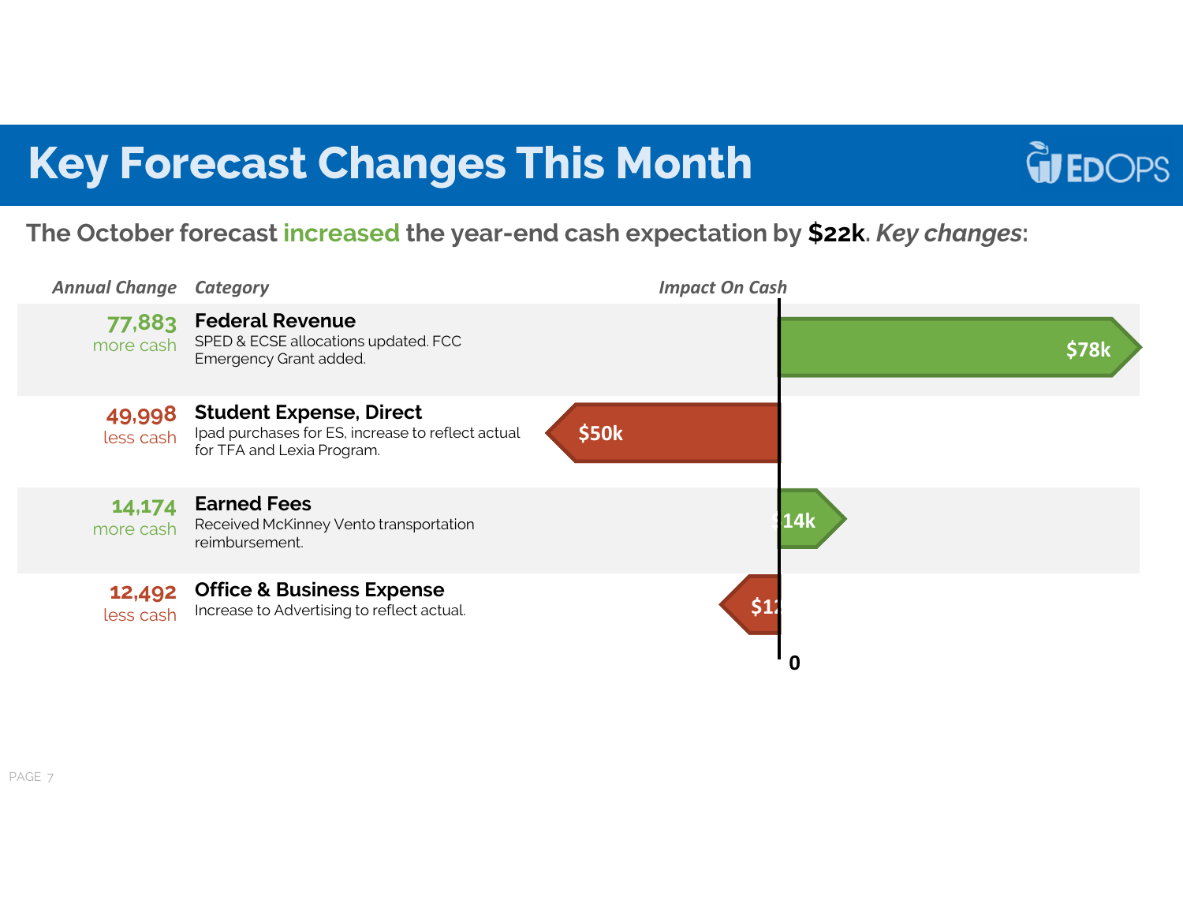# Key Forecast Changes This Month

The October forecast increased the year-end cash expectation by **$22k**. *Key changes*:

| *Annual Change* | *Category* | *Impact On Cash* |
|---|---|---|
| 77,883 more cash | **Federal Revenue** SPED & ECSE allocations updated. FCC Emergency Grant added. | $78k |
| 49,998 less cash | **Student Expense, Direct** Ipad purchases for ES, increase to reflect actual for TFA and Lexia Program. | $50k |
| 14,174 more cash | **Earned Fees** Received McKinney Vento transportation reimbursement. | $14k |
| 12,492 less cash | **Office & Business Expense** Increase to Advertising to reflect actual. | $12k |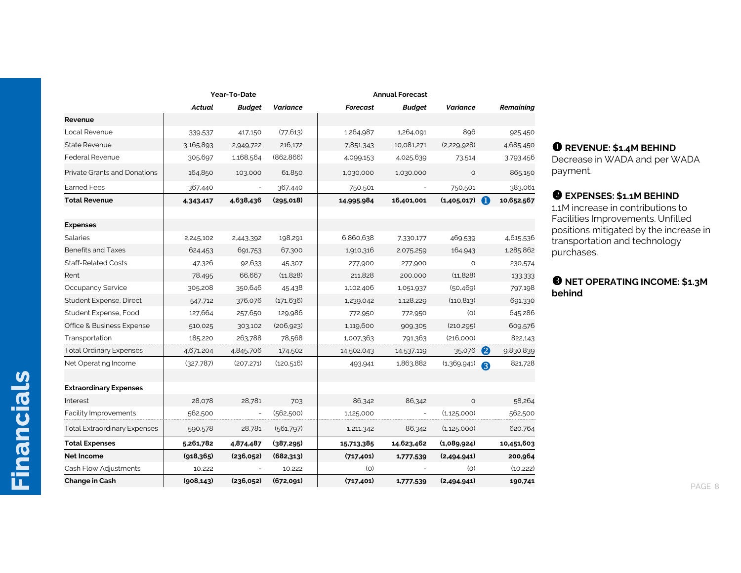# Financials

| | Year-To-Date | | | Annual Forecast | | | |
|---|---|---|---|---|---|---|---|
| | *Actual* | *Budget* | *Variance* | *Forecast* | *Budget* | *Variance* | *Remaining* |
| **Revenue** | | | | | | | |
| Local Revenue | 339,537 | 417,150 | (77,613) | 1,264,987 | 1,264,091 | 896 | 925,450 |
| State Revenue | 3,165,893 | 2,949,722 | 216,172 | 7,851,343 | 10,081,271 | (2,229,928) | 4,685,450 |
| Federal Revenue | 305,697 | 1,168,564 | (862,866) | 4,099,153 | 4,025,639 | 73,514 | 3,793,456 |
| Private Grants and Donations | 164,850 | 103,000 | 61,850 | 1,030,000 | 1,030,000 | 0 | 865,150 |
| Earned Fees | 367,440 | - | 367,440 | 750,501 | - | 750,501 | 383,061 |
| **Total Revenue** | **4,343,417** | **4,638,436** | **(295,018)** | **14,995,984** | **16,401,001** | **(1,405,017)** ❶ | **10,652,567** |
| | | | | | | | |
| **Expenses** | | | | | | | |
| Salaries | 2,245,102 | 2,443,392 | 198,291 | 6,860,638 | 7,330,177 | 469,539 | 4,615,536 |
| Benefits and Taxes | 624,453 | 691,753 | 67,300 | 1,910,316 | 2,075,259 | 164,943 | 1,285,862 |
| Staff-Related Costs | 47,326 | 92,633 | 45,307 | 277,900 | 277,900 | 0 | 230,574 |
| Rent | 78,495 | 66,667 | (11,828) | 211,828 | 200,000 | (11,828) | 133,333 |
| Occupancy Service | 305,208 | 350,646 | 45,438 | 1,102,406 | 1,051,937 | (50,469) | 797,198 |
| Student Expense, Direct | 547,712 | 376,076 | (171,636) | 1,239,042 | 1,128,229 | (110,813) | 691,330 |
| Student Expense, Food | 127,664 | 257,650 | 129,986 | 772,950 | 772,950 | (0) | 645,286 |
| Office & Business Expense | 510,025 | 303,102 | (206,923) | 1,119,600 | 909,305 | (210,295) | 609,576 |
| Transportation | 185,220 | 263,788 | 78,568 | 1,007,363 | 791,363 | (216,000) | 822,143 |
| Total Ordinary Expenses | 4,671,204 | 4,845,706 | 174,502 | 14,502,043 | 14,537,119 | 35,076 ❷ | 9,830,839 |
| Net Operating Income | (327,787) | (207,271) | (120,516) | 493,941 | 1,863,882 | (1,369,941) ❸ | 821,728 |
| | | | | | | | |
| **Extraordinary Expenses** | | | | | | | |
| Interest | 28,078 | 28,781 | 703 | 86,342 | 86,342 | 0 | 58,264 |
| Facility Improvements | 562,500 | - | (562,500) | 1,125,000 | - | (1,125,000) | 562,500 |
| Total Extraordinary Expenses | 590,578 | 28,781 | (561,797) | 1,211,342 | 86,342 | (1,125,000) | 620,764 |
| **Total Expenses** | **5,261,782** | **4,874,487** | **(387,295)** | **15,713,385** | **14,623,462** | **(1,089,924)** | **10,451,603** |
| **Net Income** | **(918,365)** | **(236,052)** | **(682,313)** | **(717,401)** | **1,777,539** | **(2,494,941)** | **200,964** |
| Cash Flow Adjustments | 10,222 | - | 10,222 | (0) | - | (0) | (10,222) |
| **Change in Cash** | **(908,143)** | **(236,052)** | **(672,091)** | **(717,401)** | **1,777,539** | **(2,494,941)** | **190,741** |

**❶ REVENUE: $1.4M BEHIND**
Decrease in WADA and per WADA payment.

**❷ EXPENSES: $1.1M BEHIND**
1.1M increase in contributions to Facilities Improvements. Unfilled positions mitigated by the increase in transportation and technology purchases.

**❸ NET OPERATING INCOME: $1.3M behind**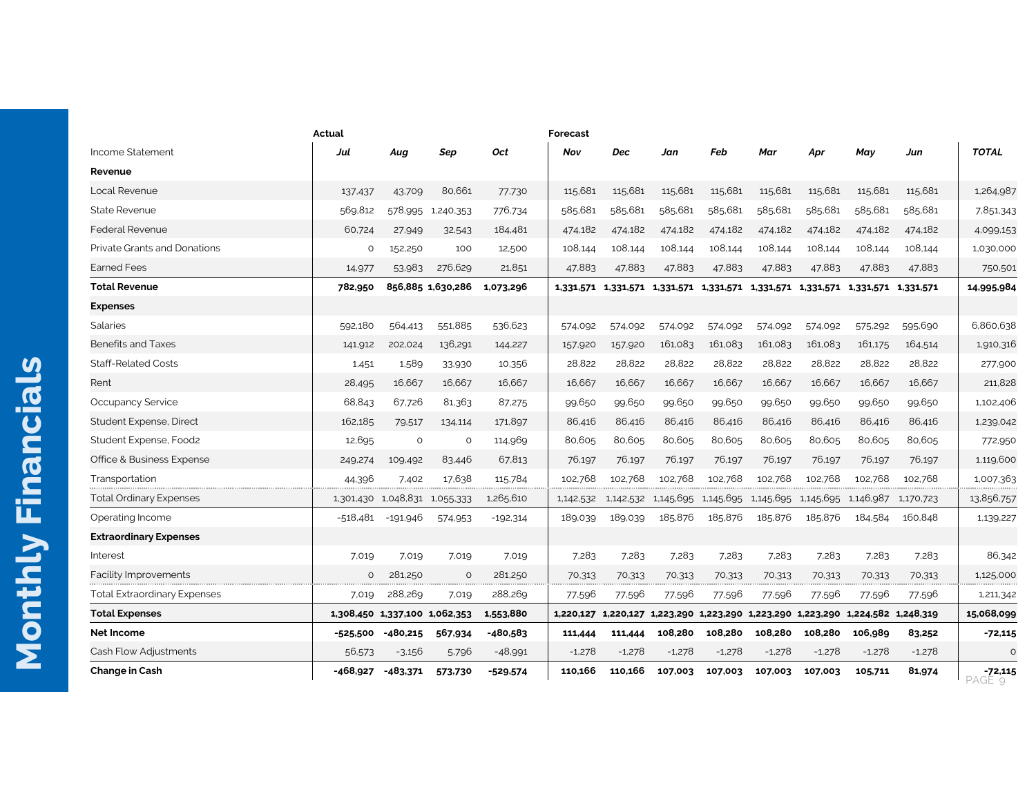# Monthly Financials

| Income Statement | Actual Jul | Aug | Sep | Oct | Forecast Nov | Dec | Jan | Feb | Mar | Apr | May | Jun | TOTAL |
|---|---|---|---|---|---|---|---|---|---|---|---|---|---|
| **Revenue** | | | | | | | | | | | | | |
| Local Revenue | 137,437 | 43,709 | 80,661 | 77,730 | 115,681 | 115,681 | 115,681 | 115,681 | 115,681 | 115,681 | 115,681 | 115,681 | 1,264,987 |
| State Revenue | 569,812 | 578,995 | 1,240,353 | 776,734 | 585,681 | 585,681 | 585,681 | 585,681 | 585,681 | 585,681 | 585,681 | 585,681 | 7,851,343 |
| Federal Revenue | 60,724 | 27,949 | 32,543 | 184,481 | 474,182 | 474,182 | 474,182 | 474,182 | 474,182 | 474,182 | 474,182 | 474,182 | 4,099,153 |
| Private Grants and Donations | 0 | 152,250 | 100 | 12,500 | 108,144 | 108,144 | 108,144 | 108,144 | 108,144 | 108,144 | 108,144 | 108,144 | 1,030,000 |
| Earned Fees | 14,977 | 53,983 | 276,629 | 21,851 | 47,883 | 47,883 | 47,883 | 47,883 | 47,883 | 47,883 | 47,883 | 47,883 | 750,501 |
| **Total Revenue** | **782,950** | **856,885** | **1,630,286** | **1,073,296** | **1,331,571** | **1,331,571** | **1,331,571** | **1,331,571** | **1,331,571** | **1,331,571** | **1,331,571** | **1,331,571** | **14,995,984** |
| **Expenses** | | | | | | | | | | | | | |
| Salaries | 592,180 | 564,413 | 551,885 | 536,623 | 574,092 | 574,092 | 574,092 | 574,092 | 574,092 | 574,092 | 575,292 | 595,690 | 6,860,638 |
| Benefits and Taxes | 141,912 | 202,024 | 136,291 | 144,227 | 157,920 | 157,920 | 161,083 | 161,083 | 161,083 | 161,083 | 161,175 | 164,514 | 1,910,316 |
| Staff-Related Costs | 1,451 | 1,589 | 33,930 | 10,356 | 28,822 | 28,822 | 28,822 | 28,822 | 28,822 | 28,822 | 28,822 | 28,822 | 277,900 |
| Rent | 28,495 | 16,667 | 16,667 | 16,667 | 16,667 | 16,667 | 16,667 | 16,667 | 16,667 | 16,667 | 16,667 | 16,667 | 211,828 |
| Occupancy Service | 68,843 | 67,726 | 81,363 | 87,275 | 99,650 | 99,650 | 99,650 | 99,650 | 99,650 | 99,650 | 99,650 | 99,650 | 1,102,406 |
| Student Expense, Direct | 162,185 | 79,517 | 134,114 | 171,897 | 86,416 | 86,416 | 86,416 | 86,416 | 86,416 | 86,416 | 86,416 | 86,416 | 1,239,042 |
| Student Expense, Food2 | 12,695 | 0 | 0 | 114,969 | 80,605 | 80,605 | 80,605 | 80,605 | 80,605 | 80,605 | 80,605 | 80,605 | 772,950 |
| Office & Business Expense | 249,274 | 109,492 | 83,446 | 67,813 | 76,197 | 76,197 | 76,197 | 76,197 | 76,197 | 76,197 | 76,197 | 76,197 | 1,119,600 |
| Transportation | 44,396 | 7,402 | 17,638 | 115,784 | 102,768 | 102,768 | 102,768 | 102,768 | 102,768 | 102,768 | 102,768 | 102,768 | 1,007,363 |
| Total Ordinary Expenses | 1,301,430 | 1,048,831 | 1,055,333 | 1,265,610 | 1,142,532 | 1,142,532 | 1,145,695 | 1,145,695 | 1,145,695 | 1,145,695 | 1,146,987 | 1,170,723 | 13,856,757 |
| Operating Income | -518,481 | -191,946 | 574,953 | -192,314 | 189,039 | 189,039 | 185,876 | 185,876 | 185,876 | 185,876 | 184,584 | 160,848 | 1,139,227 |
| **Extraordinary Expenses** | | | | | | | | | | | | | |
| Interest | 7,019 | 7,019 | 7,019 | 7,019 | 7,283 | 7,283 | 7,283 | 7,283 | 7,283 | 7,283 | 7,283 | 7,283 | 86,342 |
| Facility Improvements | 0 | 281,250 | 0 | 281,250 | 70,313 | 70,313 | 70,313 | 70,313 | 70,313 | 70,313 | 70,313 | 70,313 | 1,125,000 |
| Total Extraordinary Expenses | 7,019 | 288,269 | 7,019 | 288,269 | 77,596 | 77,596 | 77,596 | 77,596 | 77,596 | 77,596 | 77,596 | 77,596 | 1,211,342 |
| **Total Expenses** | **1,308,450** | **1,337,100** | **1,062,353** | **1,553,880** | **1,220,127** | **1,220,127** | **1,223,290** | **1,223,290** | **1,223,290** | **1,223,290** | **1,224,582** | **1,248,319** | **15,068,099** |
| **Net Income** | **-525,500** | **-480,215** | **567,934** | **-480,583** | **111,444** | **111,444** | **108,280** | **108,280** | **108,280** | **108,280** | **106,989** | **83,252** | **-72,115** |
| Cash Flow Adjustments | 56,573 | -3,156 | 5,796 | -48,991 | -1,278 | -1,278 | -1,278 | -1,278 | -1,278 | -1,278 | -1,278 | -1,278 | 0 |
| **Change in Cash** | **-468,927** | **-483,371** | **573,730** | **-529,574** | **110,166** | **110,166** | **107,003** | **107,003** | **107,003** | **107,003** | **105,711** | **81,974** | **-72,115** |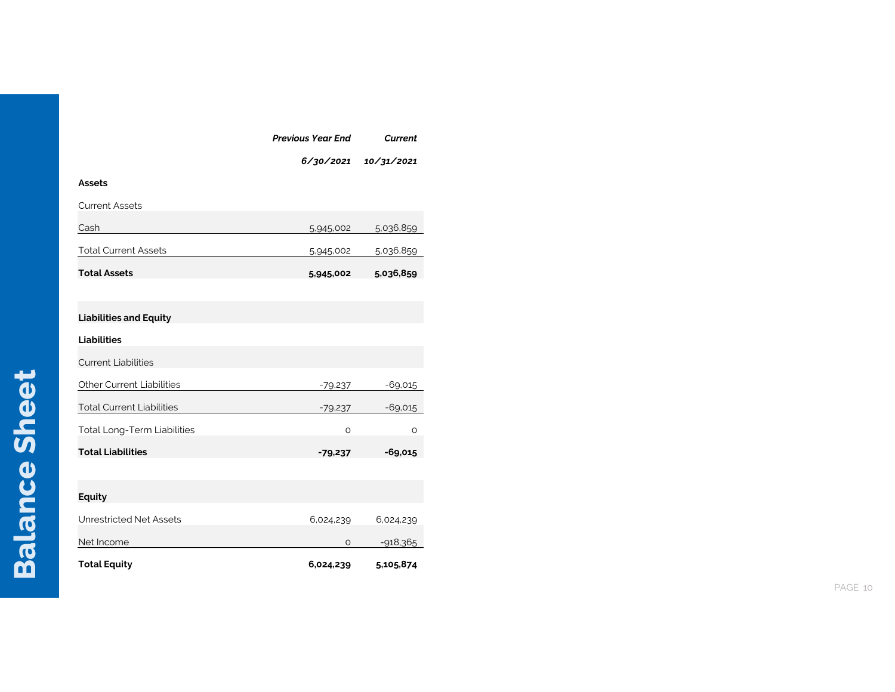# Balance Sheet

| | *Previous Year End* | *Current* |
|---|---|---|
| | *6/30/2021* | *10/31/2021* |
| **Assets** | | |
| Current Assets | | |
| Cash | 5,945,002 | 5,036,859 |
| Total Current Assets | 5,945,002 | 5,036,859 |
| **Total Assets** | **5,945,002** | **5,036,859** |
| | | |
| **Liabilities and Equity** | | |
| **Liabilities** | | |
| Current Liabilities | | |
| Other Current Liabilities | -79,237 | -69,015 |
| Total Current Liabilities | -79,237 | -69,015 |
| Total Long-Term Liabilities | 0 | 0 |
| **Total Liabilities** | **-79,237** | **-69,015** |
| | | |
| **Equity** | | |
| Unrestricted Net Assets | 6,024,239 | 6,024,239 |
| Net Income | 0 | -918,365 |
| **Total Equity** | **6,024,239** | **5,105,874** |